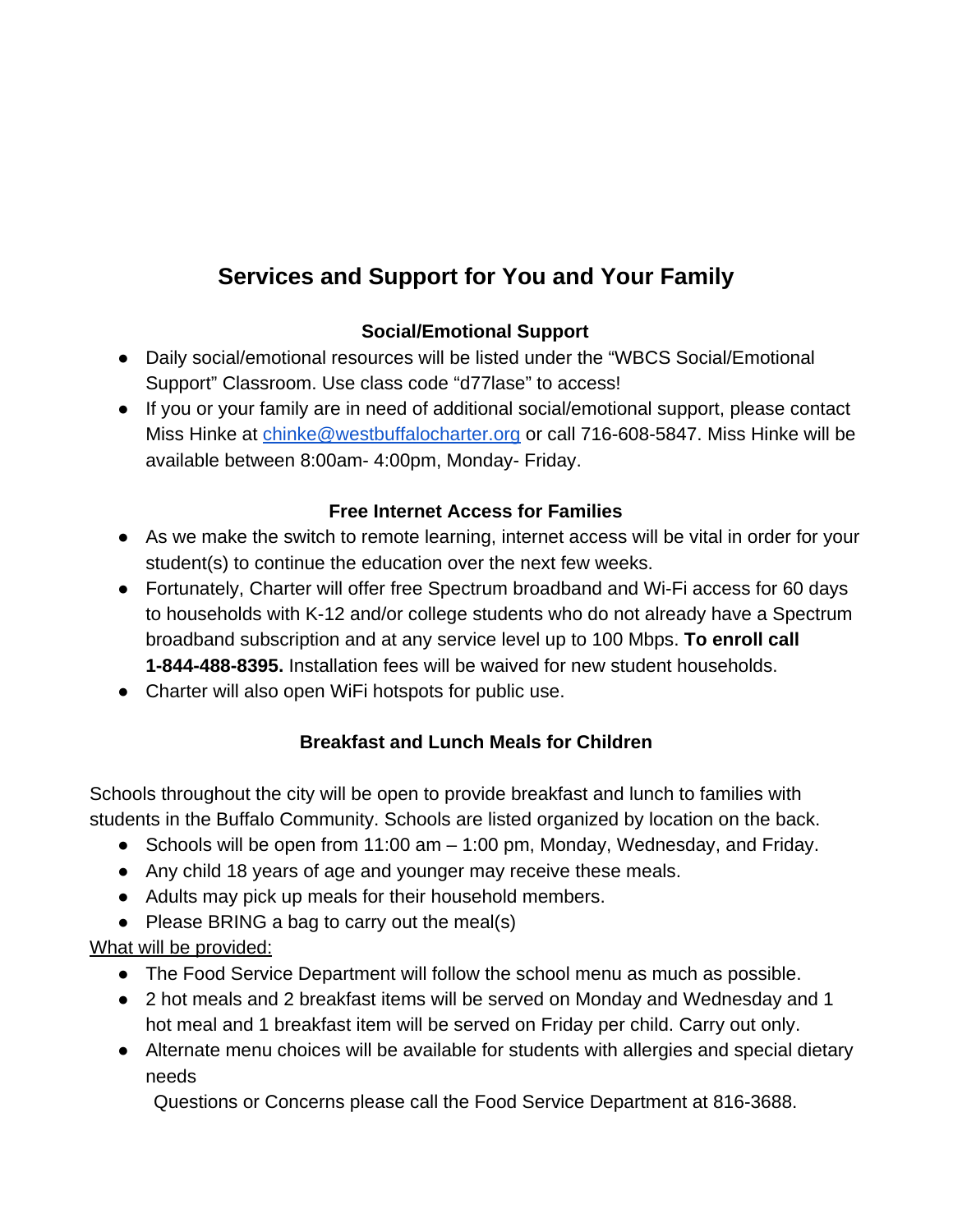# Services and Support for You and Your Family

### Social/Emotional Support

- Daily social/emotional resources will be listed under the "WBCS Social/Emotional Support" Classroom. Use class code "d77lase" to access!
- If you or your family are in need of additional social/emotional support, please contact Miss Hinke at chinke@westbuffalocharter.org or call 716-608-5847. Miss Hinke will be available between 8:00am- 4:00pm, Monday- Friday.

### Free Internet Access for Families

- As we make the switch to remote learning, internet access will be vital in order for your student(s) to continue the education over the next few weeks.
- Fortunately, Charter will offer free Spectrum broadband and Wi-Fi access for 60 days to households with K-12 and/or college students who do not already have a Spectrum broadband subscription and at any service level up to 100 Mbps. **To enroll call 1-844-488-8395.** Installation fees will be waived for new student households.
- Charter will also open WiFi hotspots for public use.

### Breakfast and Lunch Meals for Children

Schools throughout the city will be open to provide breakfast and lunch to families with students in the Buffalo Community. Schools are listed organized by location on the back.

- Schools will be open from 11:00 am – 1:00 pm, Monday, Wednesday, and Friday.
- Any child 18 years of age and younger may receive these meals.
- Adults may pick up meals for their household members.
- Please BRING a bag to carry out the meal(s)

What will be provided:

- The Food Service Department will follow the school menu as much as possible.
- 2 hot meals and 2 breakfast items will be served on Monday and Wednesday and 1 hot meal and 1 breakfast item will be served on Friday per child. Carry out only.
- Alternate menu choices will be available for students with allergies and special dietary needs

Questions or Concerns please call the Food Service Department at 816-3688.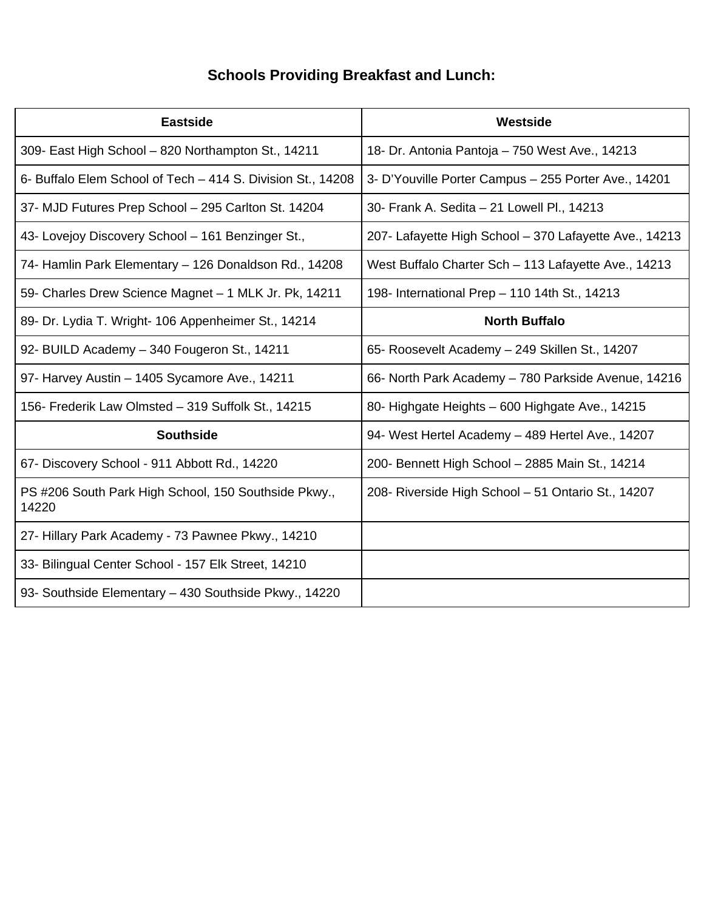### Schools Providing Breakfast and Lunch:

| **Eastside** | **Westside** |
|---|---|
| 309- East High School – 820 Northampton St., 14211 | 18- Dr. Antonia Pantoja – 750 West Ave., 14213 |
| 6- Buffalo Elem School of Tech – 414 S. Division St., 14208 | 3- D'Youville Porter Campus – 255 Porter Ave., 14201 |
| 37- MJD Futures Prep School – 295 Carlton St. 14204 | 30- Frank A. Sedita – 21 Lowell Pl., 14213 |
| 43- Lovejoy Discovery School – 161 Benzinger St., | 207- Lafayette High School – 370 Lafayette Ave., 14213 |
| 74- Hamlin Park Elementary – 126 Donaldson Rd., 14208 | West Buffalo Charter Sch – 113 Lafayette Ave., 14213 |
| 59- Charles Drew Science Magnet – 1 MLK Jr. Pk, 14211 | 198- International Prep – 110 14th St., 14213 |
| 89- Dr. Lydia T. Wright- 106 Appenheimer St., 14214 | **North Buffalo** |
| 92- BUILD Academy – 340 Fougeron St., 14211 | 65- Roosevelt Academy – 249 Skillen St., 14207 |
| 97- Harvey Austin – 1405 Sycamore Ave., 14211 | 66- North Park Academy – 780 Parkside Avenue, 14216 |
| 156- Frederik Law Olmsted – 319 Suffolk St., 14215 | 80- Highgate Heights – 600 Highgate Ave., 14215 |
| **Southside** | 94- West Hertel Academy – 489 Hertel Ave., 14207 |
| 67- Discovery School - 911 Abbott Rd., 14220 | 200- Bennett High School – 2885 Main St., 14214 |
| PS #206 South Park High School, 150 Southside Pkwy., 14220 | 208- Riverside High School – 51 Ontario St., 14207 |
| 27- Hillary Park Academy - 73 Pawnee Pkwy., 14210 | |
| 33- Bilingual Center School - 157 Elk Street, 14210 | |
| 93- Southside Elementary – 430 Southside Pkwy., 14220 | |